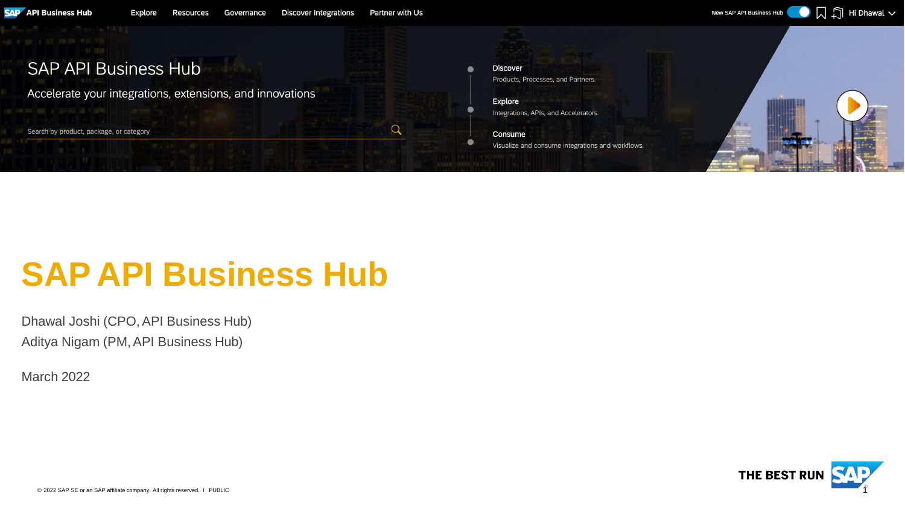SAP API Business Hub

Explore | Resources | Governance | Discover Integrations | Partner with Us

New SAP API Business Hub | Hi Dhawal

SAP API Business Hub

Accelerate your integrations, extensions, and innovations

Search by product, package, or category

**Discover**
Products, Processes, and Partners.

**Explore**
Integrations, APIs, and Accelerators.

**Consume**
Visualize and consume integrations and workflows.

# SAP API Business Hub

Dhawal Joshi (CPO, API Business Hub)

Aditya Nigam (PM, API Business Hub)

March 2022

© 2022 SAP SE or an SAP affiliate company. All rights reserved. I PUBLIC

THE BEST RUN SAP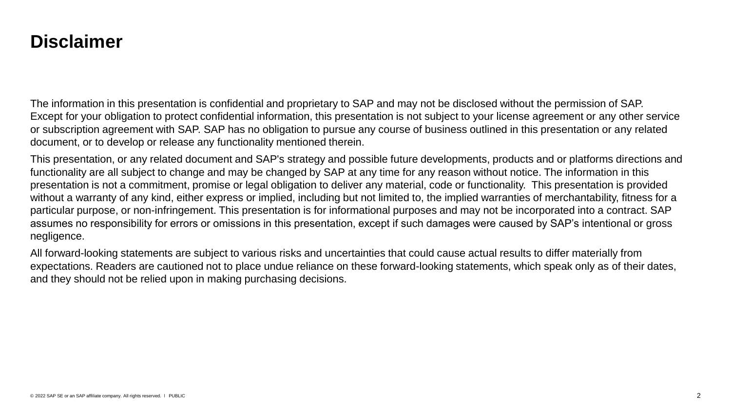# Disclaimer

The information in this presentation is confidential and proprietary to SAP and may not be disclosed without the permission of SAP. Except for your obligation to protect confidential information, this presentation is not subject to your license agreement or any other service or subscription agreement with SAP. SAP has no obligation to pursue any course of business outlined in this presentation or any related document, or to develop or release any functionality mentioned therein.

This presentation, or any related document and SAP's strategy and possible future developments, products and or platforms directions and functionality are all subject to change and may be changed by SAP at any time for any reason without notice. The information in this presentation is not a commitment, promise or legal obligation to deliver any material, code or functionality. This presentation is provided without a warranty of any kind, either express or implied, including but not limited to, the implied warranties of merchantability, fitness for a particular purpose, or non-infringement. This presentation is for informational purposes and may not be incorporated into a contract. SAP assumes no responsibility for errors or omissions in this presentation, except if such damages were caused by SAP's intentional or gross negligence.

All forward-looking statements are subject to various risks and uncertainties that could cause actual results to differ materially from expectations. Readers are cautioned not to place undue reliance on these forward-looking statements, which speak only as of their dates, and they should not be relied upon in making purchasing decisions.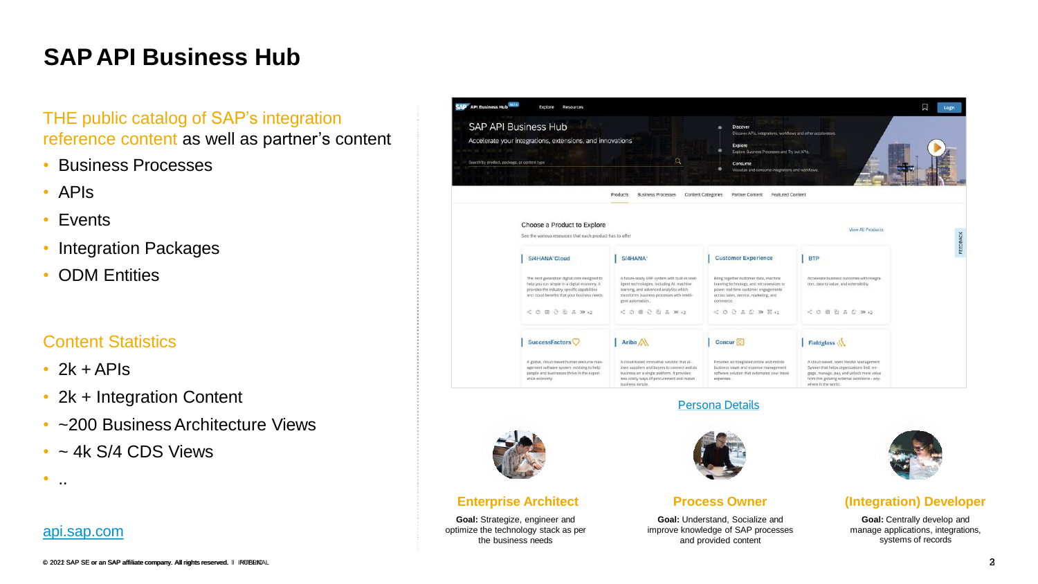# SAP API Business Hub

THE public catalog of SAP's integration reference content as well as partner's content

- Business Processes
- APIs
- Events
- Integration Packages
- ODM Entities

## Content Statistics

- 2k + APIs
- 2k + Integration Content
- ~200 Business Architecture Views
- ~ 4k S/4 CDS Views
- ..

api.sap.com

Persona Details

### Enterprise Architect

**Goal:** Strategize, engineer and optimize the technology stack as per the business needs

### Process Owner

**Goal:** Understand, Socialize and improve knowledge of SAP processes and provided content

### (Integration) Developer

**Goal:** Centrally develop and manage applications, integrations, systems of records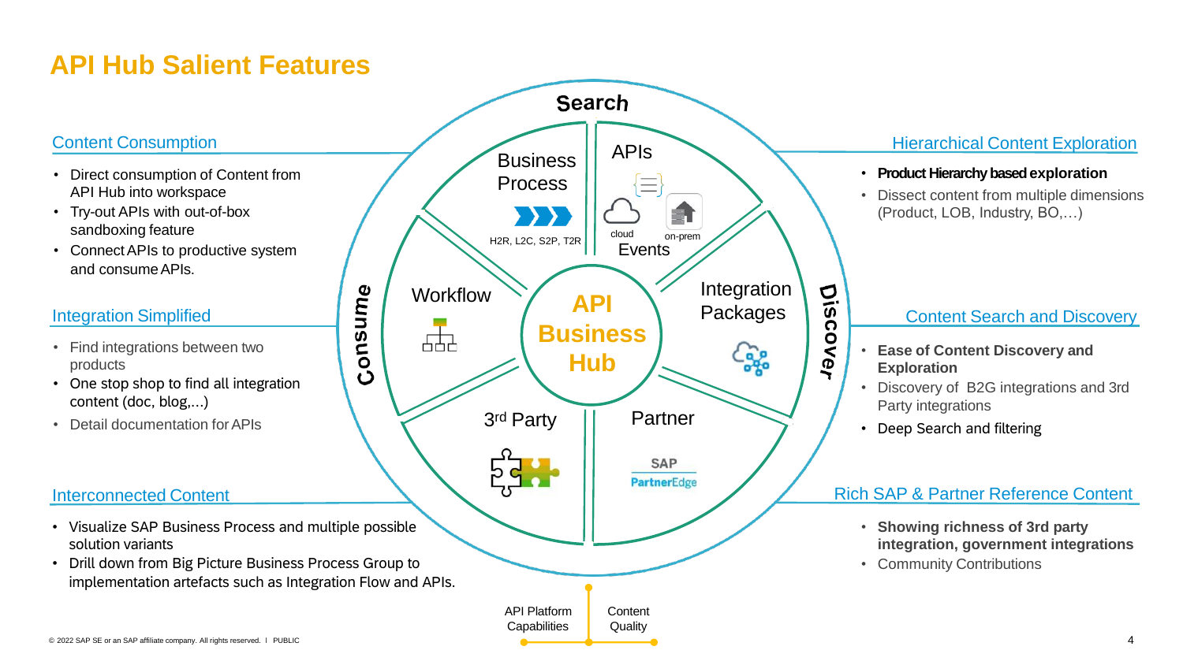# API Hub Salient Features

## Content Consumption

- Direct consumption of Content from API Hub into workspace
- Try-out APIs with out-of-box sandboxing feature
- Connect APIs to productive system and consume APIs.

## Integration Simplified

- Find integrations between two products
- One stop shop to find all integration content (doc, blog,...)
- Detail documentation for APIs

## Interconnected Content

- Visualize SAP Business Process and multiple possible solution variants
- Drill down from Big Picture Business Process Group to implementation artefacts such as Integration Flow and APIs.

Search

Consume

Discover

API Business Hub

Business Process

H2R, L2C, S2P, T2R

APIs

cloud

on-prem

Events

Integration Packages

Workflow

3rd Party

Partner

SAP PartnerEdge

API Platform Capabilities

Content Quality

## Hierarchical Content Exploration

- **Product Hierarchy based exploration**
- Dissect content from multiple dimensions (Product, LOB, Industry, BO,…)

## Content Search and Discovery

- **Ease of Content Discovery and Exploration**
- Discovery of B2G integrations and 3rd Party integrations
- Deep Search and filtering

## Rich SAP & Partner Reference Content

- **Showing richness of 3rd party integration, government integrations**
- Community Contributions

© 2022 SAP SE or an SAP affiliate company. All rights reserved. I PUBLIC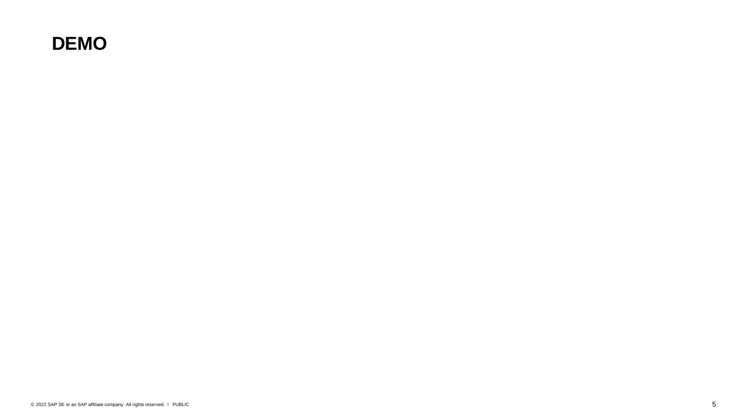# DEMO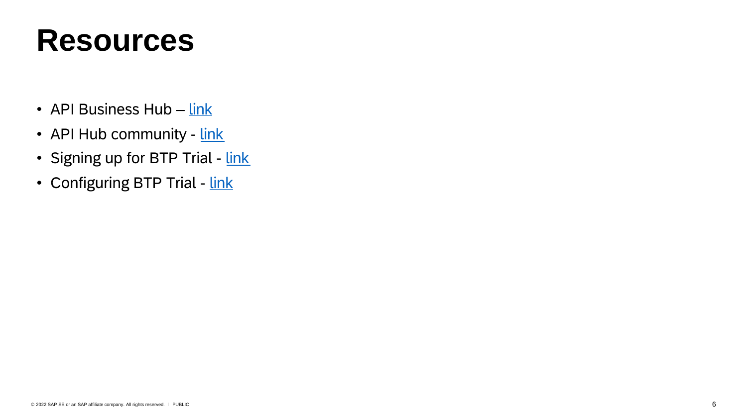# Resources

- API Business Hub – link
- API Hub community - link
- Signing up for BTP Trial - link
- Configuring BTP Trial - link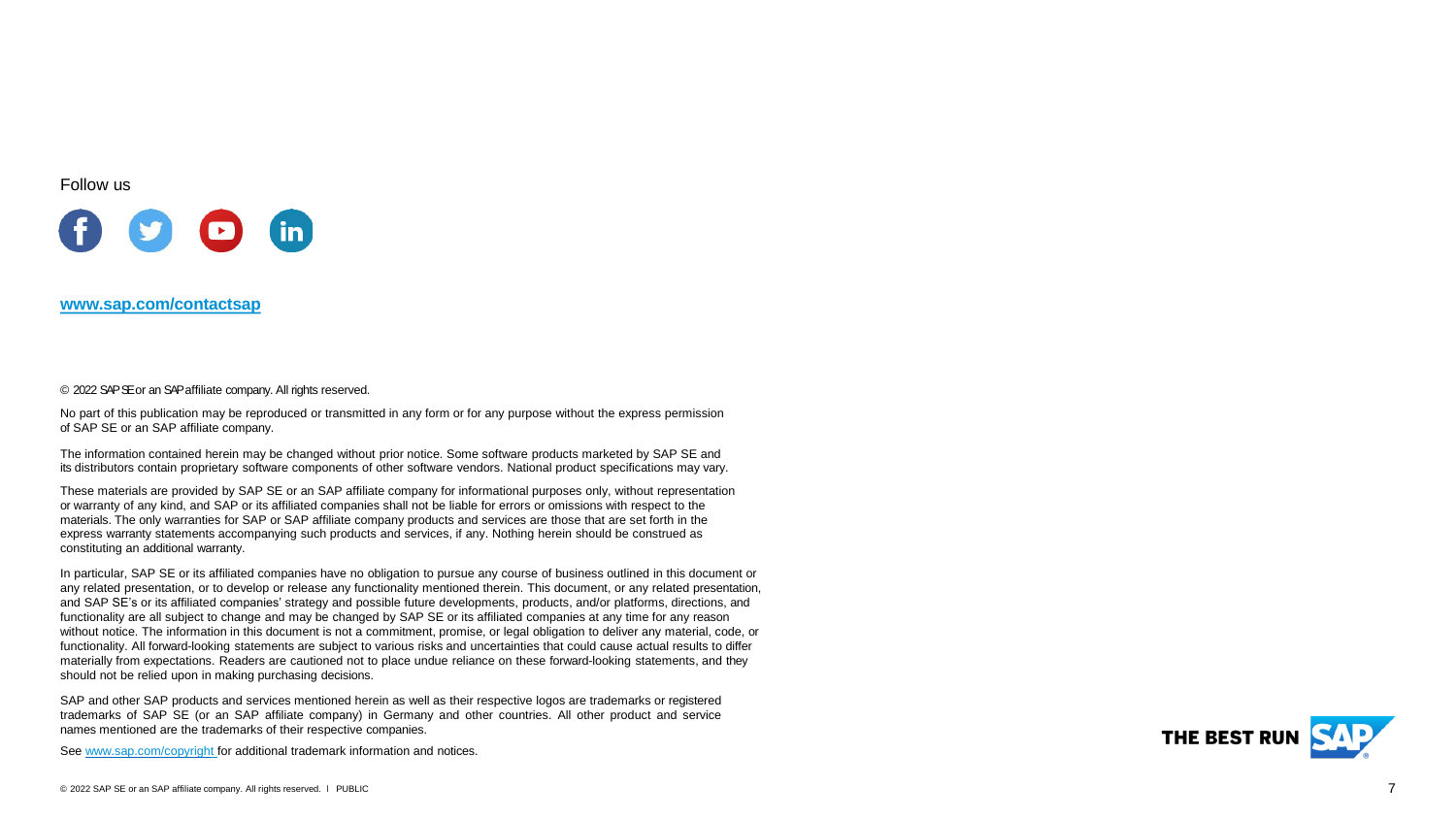Follow us

**[www.sap.com/contactsap](http://www.sap.com/contactsap)**

© 2022 SAP SE or an SAP affiliate company. All rights reserved.

No part of this publication may be reproduced or transmitted in any form or for any purpose without the express permission of SAP SE or an SAP affiliate company.

The information contained herein may be changed without prior notice. Some software products marketed by SAP SE and its distributors contain proprietary software components of other software vendors. National product specifications may vary.

These materials are provided by SAP SE or an SAP affiliate company for informational purposes only, without representation or warranty of any kind, and SAP or its affiliated companies shall not be liable for errors or omissions with respect to the materials. The only warranties for SAP or SAP affiliate company products and services are those that are set forth in the express warranty statements accompanying such products and services, if any. Nothing herein should be construed as constituting an additional warranty.

In particular, SAP SE or its affiliated companies have no obligation to pursue any course of business outlined in this document or any related presentation, or to develop or release any functionality mentioned therein. This document, or any related presentation, and SAP SE's or its affiliated companies' strategy and possible future developments, products, and/or platforms, directions, and functionality are all subject to change and may be changed by SAP SE or its affiliated companies at any time for any reason without notice. The information in this document is not a commitment, promise, or legal obligation to deliver any material, code, or functionality. All forward-looking statements are subject to various risks and uncertainties that could cause actual results to differ materially from expectations. Readers are cautioned not to place undue reliance on these forward-looking statements, and they should not be relied upon in making purchasing decisions.

SAP and other SAP products and services mentioned herein as well as their respective logos are trademarks or registered trademarks of SAP SE (or an SAP affiliate company) in Germany and other countries. All other product and service names mentioned are the trademarks of their respective companies.

See [www.sap.com/copyright](http://www.sap.com/copyright) for additional trademark information and notices.

THE BEST RUN SAP